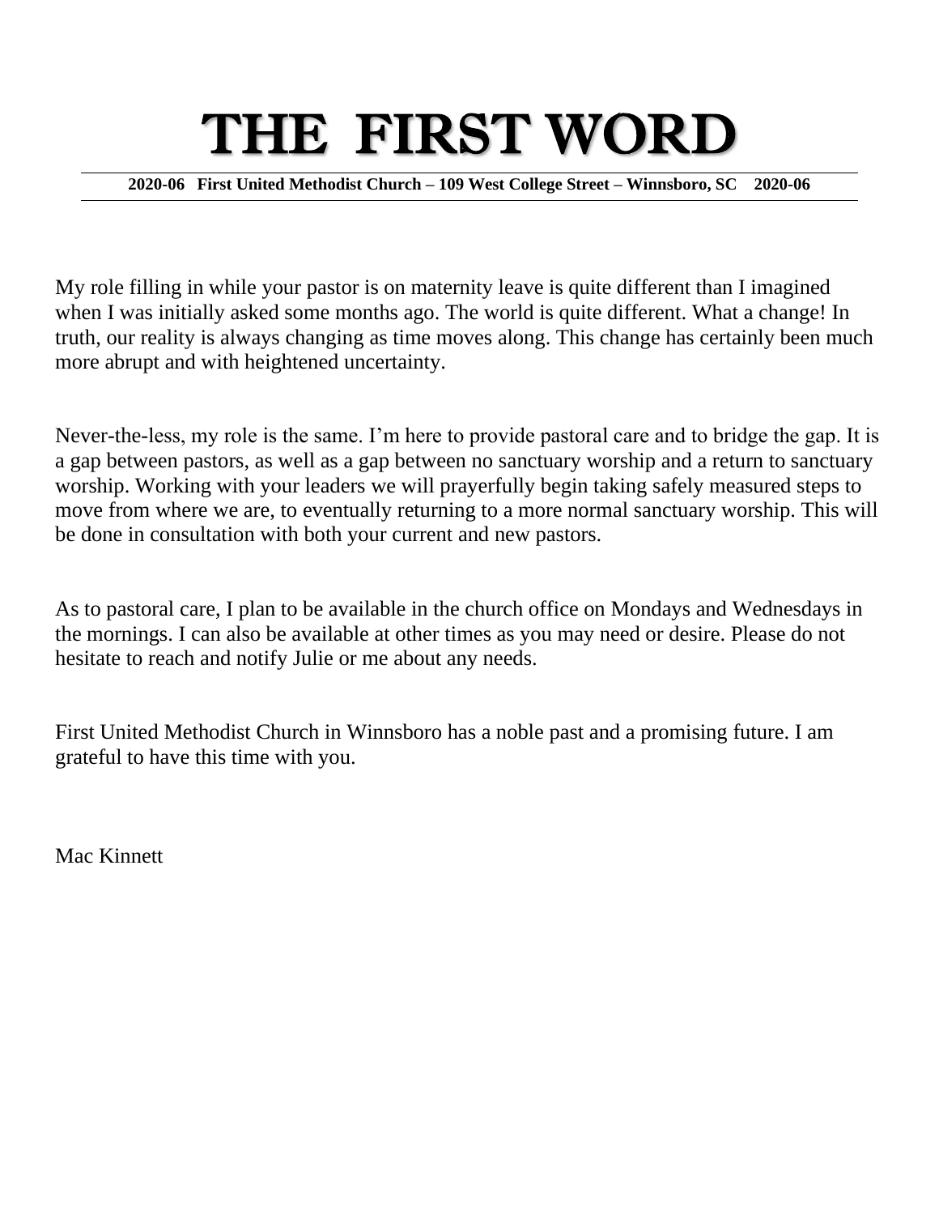# THE FIRST WORD

**2020-06 First United Methodist Church – 109 West College Street – Winnsboro, SC 2020-06**

My role filling in while your pastor is on maternity leave is quite different than I imagined when I was initially asked some months ago. The world is quite different. What a change! In truth, our reality is always changing as time moves along. This change has certainly been much more abrupt and with heightened uncertainty.

Never-the-less, my role is the same. I'm here to provide pastoral care and to bridge the gap. It is a gap between pastors, as well as a gap between no sanctuary worship and a return to sanctuary worship. Working with your leaders we will prayerfully begin taking safely measured steps to move from where we are, to eventually returning to a more normal sanctuary worship. This will be done in consultation with both your current and new pastors.

As to pastoral care, I plan to be available in the church office on Mondays and Wednesdays in the mornings. I can also be available at other times as you may need or desire. Please do not hesitate to reach and notify Julie or me about any needs.

First United Methodist Church in Winnsboro has a noble past and a promising future. I am grateful to have this time with you.

Mac Kinnett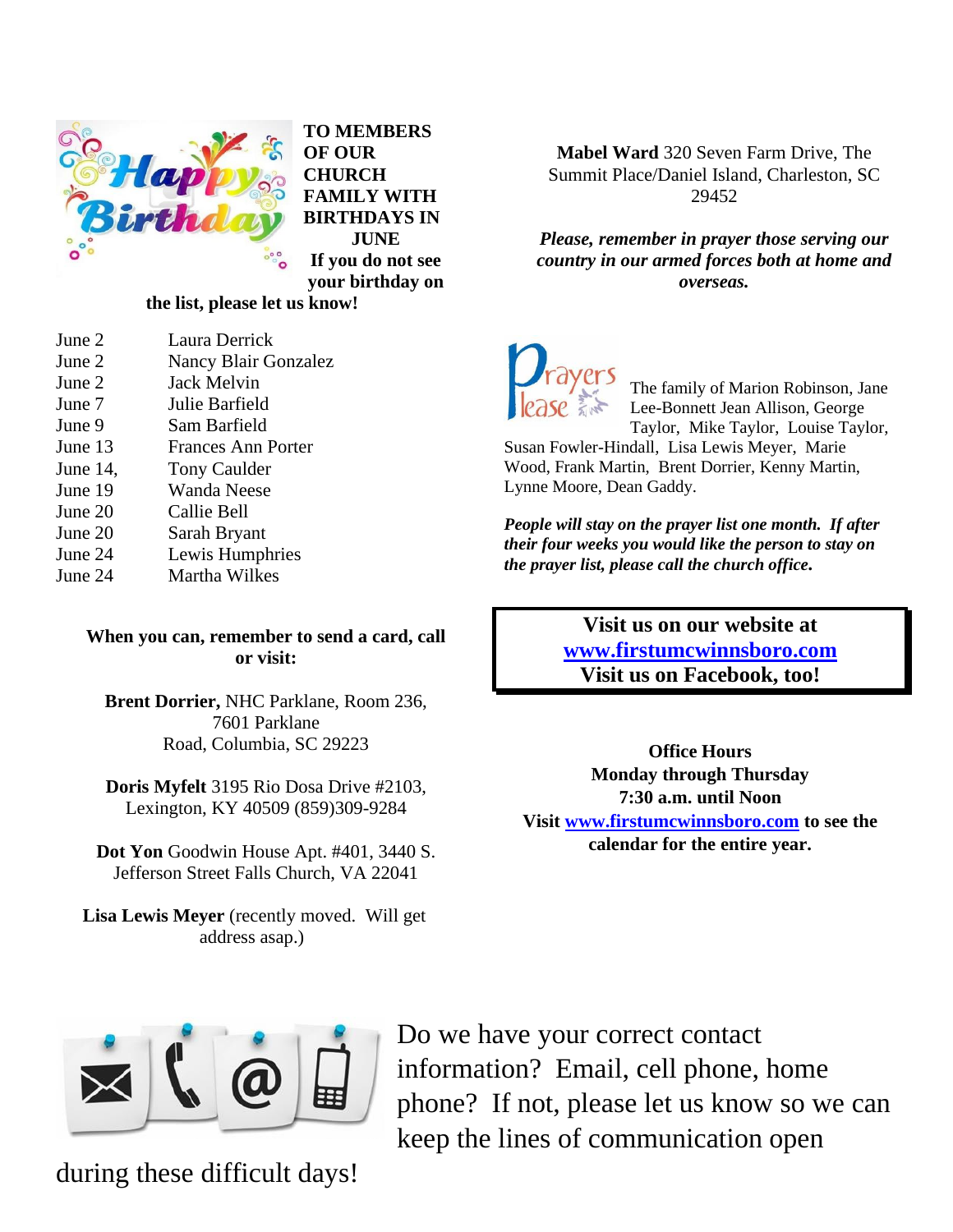**TO MEMBERS OF OUR CHURCH FAMILY WITH BIRTHDAYS IN JUNE**

**If you do not see your birthday on the list, please let us know!**

| | |
|---|---|
| June 2 | Laura Derrick |
| June 2 | Nancy Blair Gonzalez |
| June 2 | Jack Melvin |
| June 7 | Julie Barfield |
| June 9 | Sam Barfield |
| June 13 | Frances Ann Porter |
| June 14, | Tony Caulder |
| June 19 | Wanda Neese |
| June 20 | Callie Bell |
| June 20 | Sarah Bryant |
| June 24 | Lewis Humphries |
| June 24 | Martha Wilkes |

**When you can, remember to send a card, call or visit:**

**Brent Dorrier,** NHC Parklane, Room 236, 7601 Parklane Road, Columbia, SC 29223

**Doris Myfelt** 3195 Rio Dosa Drive #2103, Lexington, KY 40509 (859)309-9284

**Dot Yon** Goodwin House Apt. #401, 3440 S. Jefferson Street Falls Church, VA 22041

**Lisa Lewis Meyer** (recently moved. Will get address asap.)

**Mabel Ward** 320 Seven Farm Drive, The Summit Place/Daniel Island, Charleston, SC 29452

***Please, remember in prayer those serving our country in our armed forces both at home and overseas.***

**Prayers Please**

The family of Marion Robinson, Jane Lee-Bonnett Jean Allison, George Taylor, Mike Taylor, Louise Taylor, Susan Fowler-Hindall, Lisa Lewis Meyer, Marie Wood, Frank Martin, Brent Dorrier, Kenny Martin, Lynne Moore, Dean Gaddy.

***People will stay on the prayer list one month. If after their four weeks you would like the person to stay on the prayer list, please call the church office.***

**Visit us on our website at www.firstumcwinnsboro.com**
**Visit us on Facebook, too!**

**Office Hours**
**Monday through Thursday**
**7:30 a.m. until Noon**
**Visit www.firstumcwinnsboro.com to see the calendar for the entire year.**

Do we have your correct contact information? Email, cell phone, home phone? If not, please let us know so we can keep the lines of communication open during these difficult days!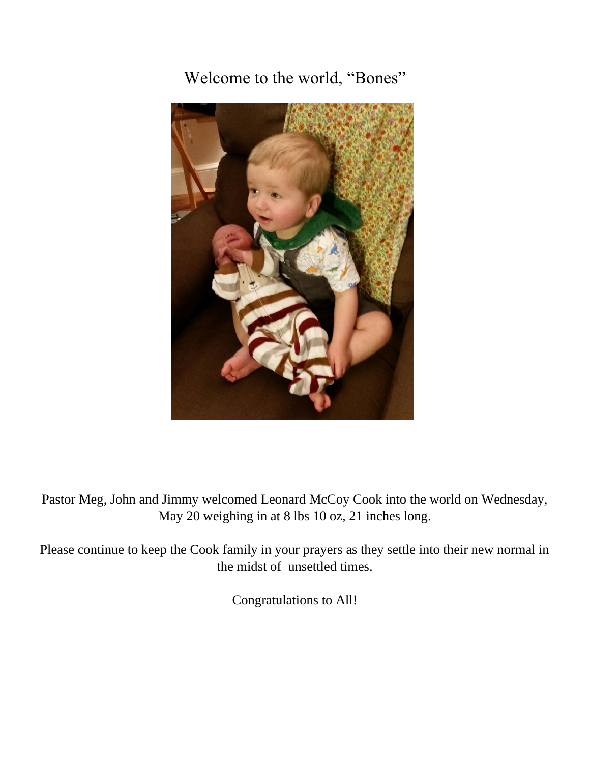# Welcome to the world, "Bones"

Pastor Meg, John and Jimmy welcomed Leonard McCoy Cook into the world on Wednesday, May 20 weighing in at 8 lbs 10 oz, 21 inches long.

Please continue to keep the Cook family in your prayers as they settle into their new normal in the midst of unsettled times.

Congratulations to All!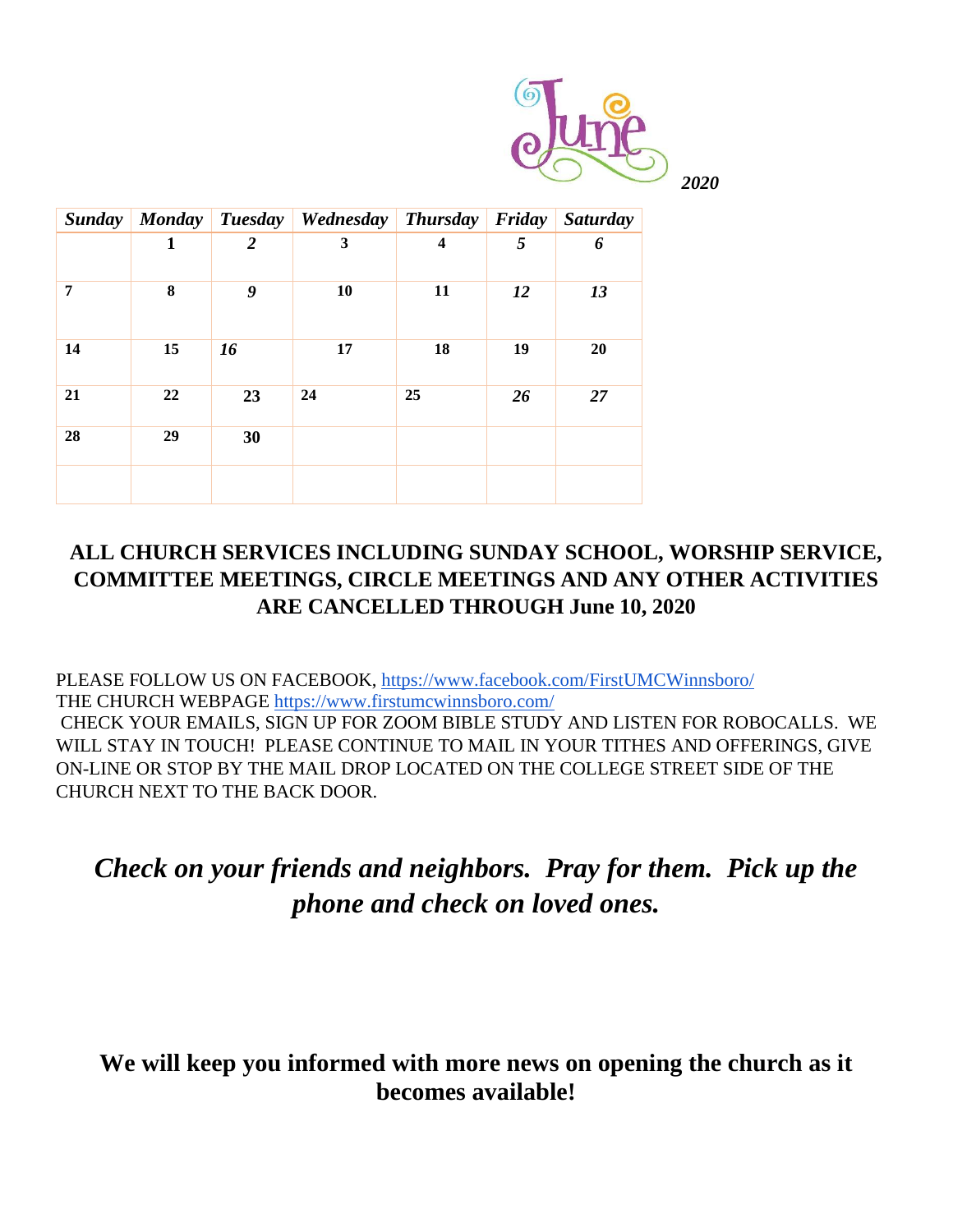# June 2020

| *Sunday* | *Monday* | *Tuesday* | *Wednesday* | *Thursday* | *Friday* | *Saturday* |
|---|---|---|---|---|---|---|
| | **1** | ***2*** | **3** | **4** | ***5*** | ***6*** |
| **7** | **8** | ***9*** | **10** | **11** | ***12*** | ***13*** |
| **14** | **15** | ***16*** | **17** | **18** | **19** | **20** |
| **21** | **22** | **23** | **24** | **25** | ***26*** | ***27*** |
| **28** | **29** | **30** | | | | |
| | | | | | | |

**ALL CHURCH SERVICES INCLUDING SUNDAY SCHOOL, WORSHIP SERVICE, COMMITTEE MEETINGS, CIRCLE MEETINGS AND ANY OTHER ACTIVITIES ARE CANCELLED THROUGH June 10, 2020**

PLEASE FOLLOW US ON FACEBOOK, https://www.facebook.com/FirstUMCWinnsboro/
THE CHURCH WEBPAGE https://www.firstumcwinnsboro.com/
CHECK YOUR EMAILS, SIGN UP FOR ZOOM BIBLE STUDY AND LISTEN FOR ROBOCALLS. WE WILL STAY IN TOUCH! PLEASE CONTINUE TO MAIL IN YOUR TITHES AND OFFERINGS, GIVE ON-LINE OR STOP BY THE MAIL DROP LOCATED ON THE COLLEGE STREET SIDE OF THE CHURCH NEXT TO THE BACK DOOR.

***Check on your friends and neighbors. Pray for them. Pick up the phone and check on loved ones.***

**We will keep you informed with more news on opening the church as it becomes available!**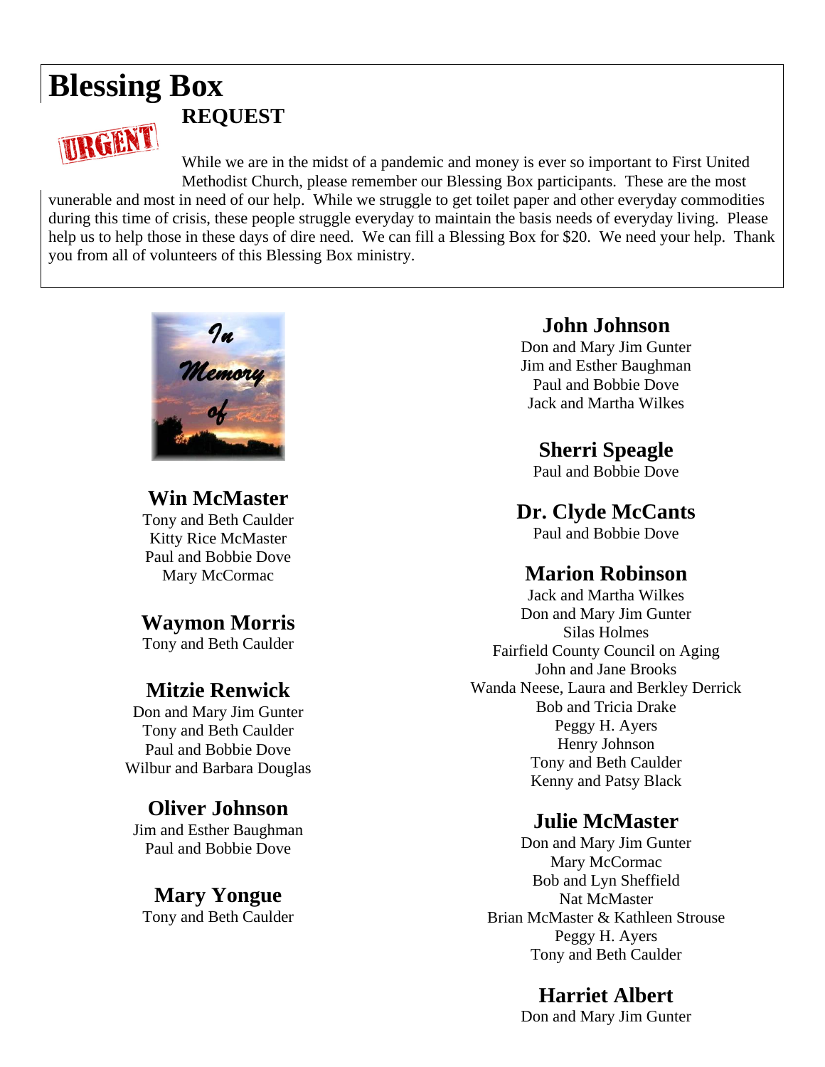# Blessing Box

## REQUEST

URGENT

While we are in the midst of a pandemic and money is ever so important to First United Methodist Church, please remember our Blessing Box participants. These are the most vunerable and most in need of our help. While we struggle to get toilet paper and other everyday commodities during this time of crisis, these people struggle everyday to maintain the basis needs of everyday living. Please help us to help those in these days of dire need. We can fill a Blessing Box for $20. We need your help. Thank you from all of volunteers of this Blessing Box ministry.

*In Memory of*

### Win McMaster

Tony and Beth Caulder
Kitty Rice McMaster
Paul and Bobbie Dove
Mary McCormac

### Waymon Morris

Tony and Beth Caulder

### Mitzie Renwick

Don and Mary Jim Gunter
Tony and Beth Caulder
Paul and Bobbie Dove
Wilbur and Barbara Douglas

### Oliver Johnson

Jim and Esther Baughman
Paul and Bobbie Dove

### Mary Yongue

Tony and Beth Caulder

### John Johnson

Don and Mary Jim Gunter
Jim and Esther Baughman
Paul and Bobbie Dove
Jack and Martha Wilkes

### Sherri Speagle

Paul and Bobbie Dove

### Dr. Clyde McCants

Paul and Bobbie Dove

### Marion Robinson

Jack and Martha Wilkes
Don and Mary Jim Gunter
Silas Holmes
Fairfield County Council on Aging
John and Jane Brooks
Wanda Neese, Laura and Berkley Derrick
Bob and Tricia Drake
Peggy H. Ayers
Henry Johnson
Tony and Beth Caulder
Kenny and Patsy Black

### Julie McMaster

Don and Mary Jim Gunter
Mary McCormac
Bob and Lyn Sheffield
Nat McMaster
Brian McMaster & Kathleen Strouse
Peggy H. Ayers
Tony and Beth Caulder

### Harriet Albert

Don and Mary Jim Gunter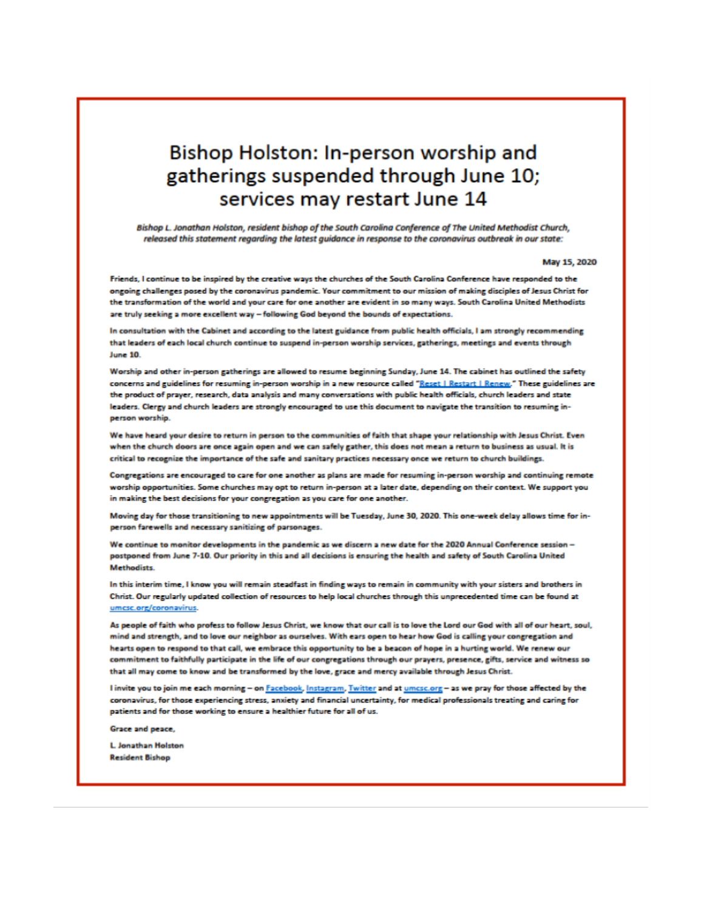# Bishop Holston: In-person worship and gatherings suspended through June 10; services may restart June 14

*Bishop L. Jonathan Holston, resident bishop of the South Carolina Conference of The United Methodist Church, released this statement regarding the latest guidance in response to the coronavirus outbreak in our state:*

May 15, 2020

Friends, I continue to be inspired by the creative ways the churches of the South Carolina Conference have responded to the ongoing challenges posed by the coronavirus pandemic. Your commitment to our mission of making disciples of Jesus Christ for the transformation of the world and your care for one another are evident in so many ways. South Carolina United Methodists are truly seeking a more excellent way – following God beyond the bounds of expectations.

In consultation with the Cabinet and according to the latest guidance from public health officials, I am strongly recommending that leaders of each local church continue to suspend in-person worship services, gatherings, meetings and events through June 10.

Worship and other in-person gatherings are allowed to resume beginning Sunday, June 14. The cabinet has outlined the safety concerns and guidelines for resuming in-person worship in a new resource called "Reset | Restart | Renew." These guidelines are the product of prayer, research, data analysis and many conversations with public health officials, church leaders and state leaders. Clergy and church leaders are strongly encouraged to use this document to navigate the transition to resuming in-person worship.

We have heard your desire to return in person to the communities of faith that shape your relationship with Jesus Christ. Even when the church doors are once again open and we can safely gather, this does not mean a return to business as usual. It is critical to recognize the importance of the safe and sanitary practices necessary once we return to church buildings.

Congregations are encouraged to care for one another as plans are made for resuming in-person worship and continuing remote worship opportunities. Some churches may opt to return in-person at a later date, depending on their context. We support you in making the best decisions for your congregation as you care for one another.

Moving day for those transitioning to new appointments will be Tuesday, June 30, 2020. This one-week delay allows time for in-person farewells and necessary sanitizing of parsonages.

We continue to monitor developments in the pandemic as we discern a new date for the 2020 Annual Conference session – postponed from June 7-10. Our priority in this and all decisions is ensuring the health and safety of South Carolina United Methodists.

In this interim time, I know you will remain steadfast in finding ways to remain in community with your sisters and brothers in Christ. Our regularly updated collection of resources to help local churches through this unprecedented time can be found at umcsc.org/coronavirus.

As people of faith who profess to follow Jesus Christ, we know that our call is to love the Lord our God with all of our heart, soul, mind and strength, and to love our neighbor as ourselves. With ears open to hear how God is calling your congregation and hearts open to respond to that call, we embrace this opportunity to be a beacon of hope in a hurting world. We renew our commitment to faithfully participate in the life of our congregations through our prayers, presence, gifts, service and witness so that all may come to know and be transformed by the love, grace and mercy available through Jesus Christ.

I invite you to join me each morning – on Facebook, Instagram, Twitter and at umcsc.org – as we pray for those affected by the coronavirus, for those experiencing stress, anxiety and financial uncertainty, for medical professionals treating and caring for patients and for those working to ensure a healthier future for all of us.

Grace and peace,

L. Jonathan Holston
Resident Bishop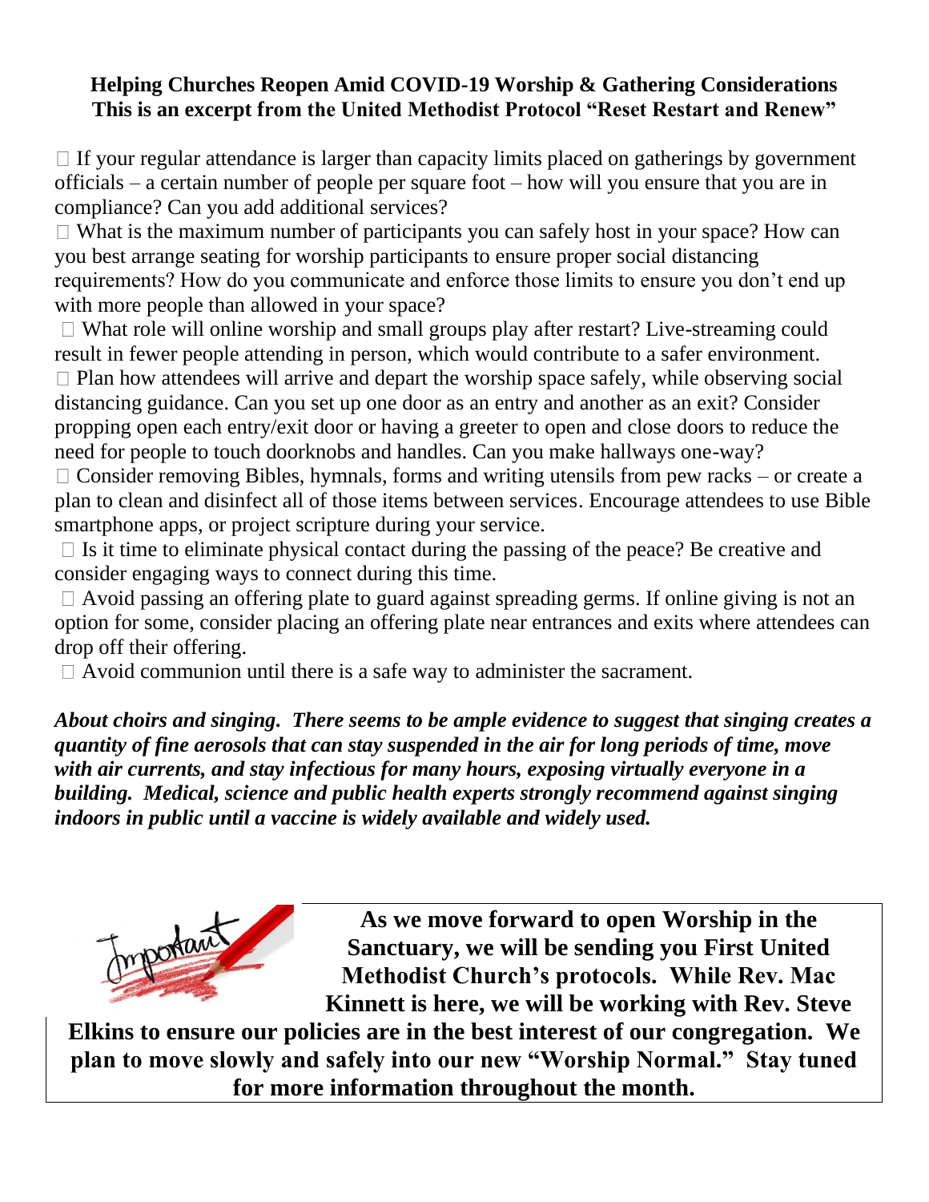**Helping Churches Reopen Amid COVID-19 Worship & Gathering Considerations**
**This is an excerpt from the United Methodist Protocol "Reset Restart and Renew"**

- If your regular attendance is larger than capacity limits placed on gatherings by government officials – a certain number of people per square foot – how will you ensure that you are in compliance? Can you add additional services?
- What is the maximum number of participants you can safely host in your space? How can you best arrange seating for worship participants to ensure proper social distancing requirements? How do you communicate and enforce those limits to ensure you don't end up with more people than allowed in your space?
- What role will online worship and small groups play after restart? Live-streaming could result in fewer people attending in person, which would contribute to a safer environment.
- Plan how attendees will arrive and depart the worship space safely, while observing social distancing guidance. Can you set up one door as an entry and another as an exit? Consider propping open each entry/exit door or having a greeter to open and close doors to reduce the need for people to touch doorknobs and handles. Can you make hallways one-way?
- Consider removing Bibles, hymnals, forms and writing utensils from pew racks – or create a plan to clean and disinfect all of those items between services. Encourage attendees to use Bible smartphone apps, or project scripture during your service.
- Is it time to eliminate physical contact during the passing of the peace? Be creative and consider engaging ways to connect during this time.
- Avoid passing an offering plate to guard against spreading germs. If online giving is not an option for some, consider placing an offering plate near entrances and exits where attendees can drop off their offering.
- Avoid communion until there is a safe way to administer the sacrament.

***About choirs and singing. There seems to be ample evidence to suggest that singing creates a quantity of fine aerosols that can stay suspended in the air for long periods of time, move with air currents, and stay infectious for many hours, exposing virtually everyone in a building. Medical, science and public health experts strongly recommend against singing indoors in public until a vaccine is widely available and widely used.***

**As we move forward to open Worship in the Sanctuary, we will be sending you First United Methodist Church's protocols. While Rev. Mac Kinnett is here, we will be working with Rev. Steve Elkins to ensure our policies are in the best interest of our congregation. We plan to move slowly and safely into our new "Worship Normal." Stay tuned for more information throughout the month.**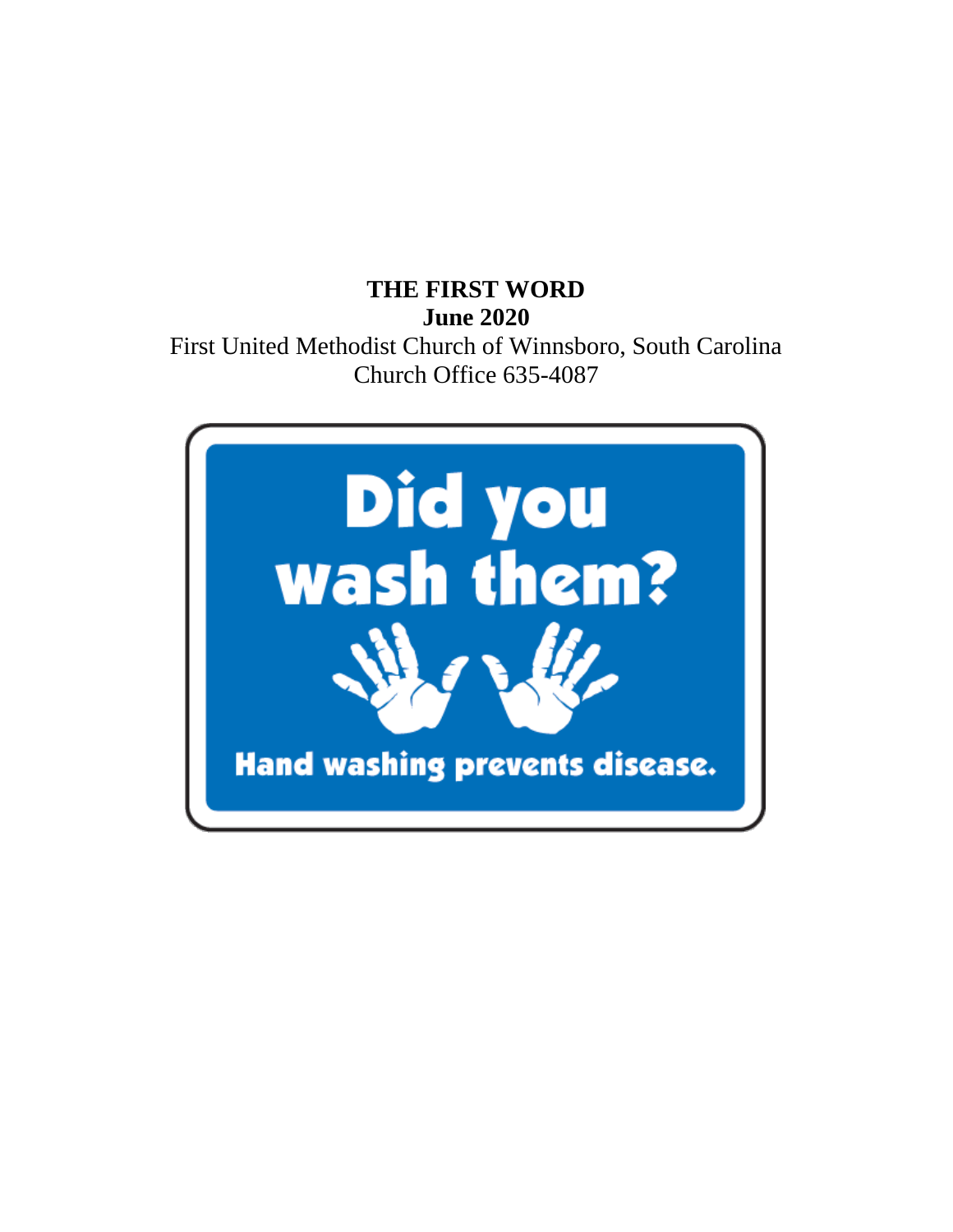**THE FIRST WORD**

**June 2020**

First United Methodist Church of Winnsboro, South Carolina

Church Office 635-4087

Did you wash them?

Hand washing prevents disease.